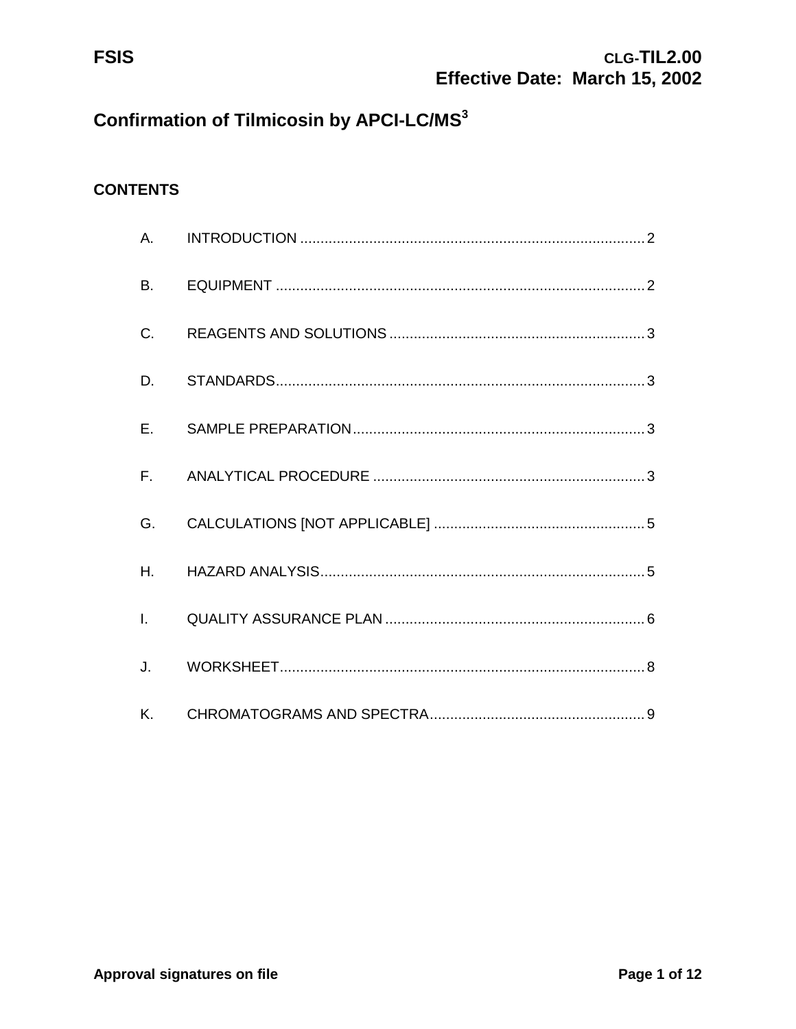FSIS

CLG-TIL2.00
Effective Date: March 15, 2002

# Confirmation of Tilmicosin by APCI-LC/MS[3]

## CONTENTS

A. INTRODUCTION .......... 2

B. EQUIPMENT .......... 2

C. REAGENTS AND SOLUTIONS .......... 3

D. STANDARDS .......... 3

E. SAMPLE PREPARATION .......... 3

F. ANALYTICAL PROCEDURE .......... 3

G. CALCULATIONS [NOT APPLICABLE] .......... 5

H. HAZARD ANALYSIS .......... 5

I. QUALITY ASSURANCE PLAN .......... 6

J. WORKSHEET .......... 8

K. CHROMATOGRAMS AND SPECTRA .......... 9

Approval signatures on file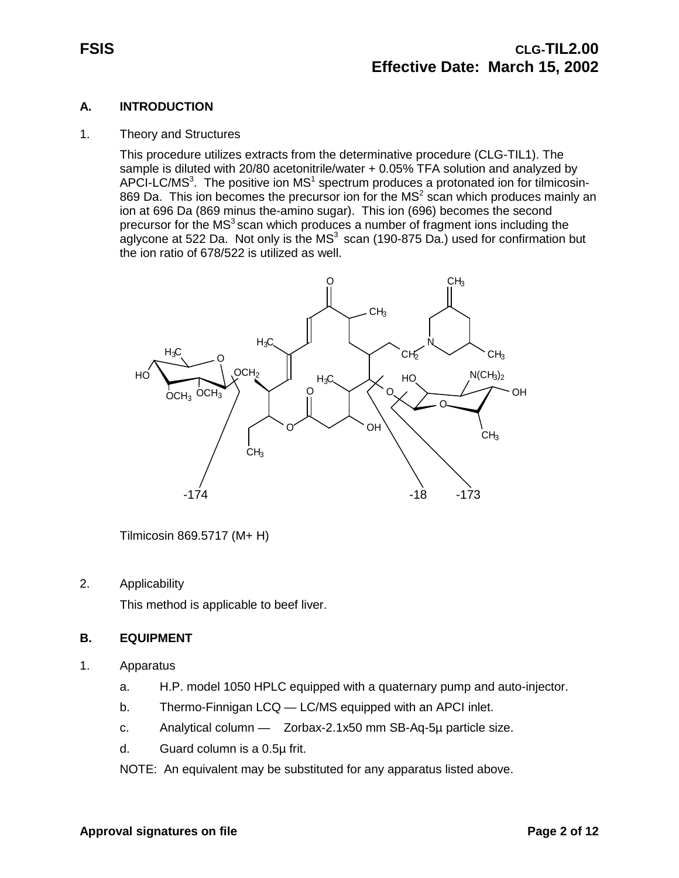## A. INTRODUCTION

1. Theory and Structures

   This procedure utilizes extracts from the determinative procedure (CLG-TIL1). The sample is diluted with 20/80 acetonitrile/water + 0.05% TFA solution and analyzed by APCI-LC/$MS^3$. The positive ion $MS^1$ spectrum produces a protonated ion for tilmicosin-869 Da. This ion becomes the precursor ion for the $MS^2$ scan which produces mainly an ion at 696 Da (869 minus the-amino sugar). This ion (696) becomes the second precursor for the $MS^3$ scan which produces a number of fragment ions including the aglycone at 522 Da. Not only is the $MS^3$ scan (190-875 Da.) used for confirmation but the ion ratio of 678/522 is utilized as well.

   Tilmicosin 869.5717 (M+ H)

2. Applicability

   This method is applicable to beef liver.

## B. EQUIPMENT

1. Apparatus

   a. H.P. model 1050 HPLC equipped with a quaternary pump and auto-injector.

   b. Thermo-Finnigan LCQ — LC/MS equipped with an APCI inlet.

   c. Analytical column — Zorbax-2.1x50 mm SB-Aq-5µ particle size.

   d. Guard column is a 0.5µ frit.

   NOTE: An equivalent may be substituted for any apparatus listed above.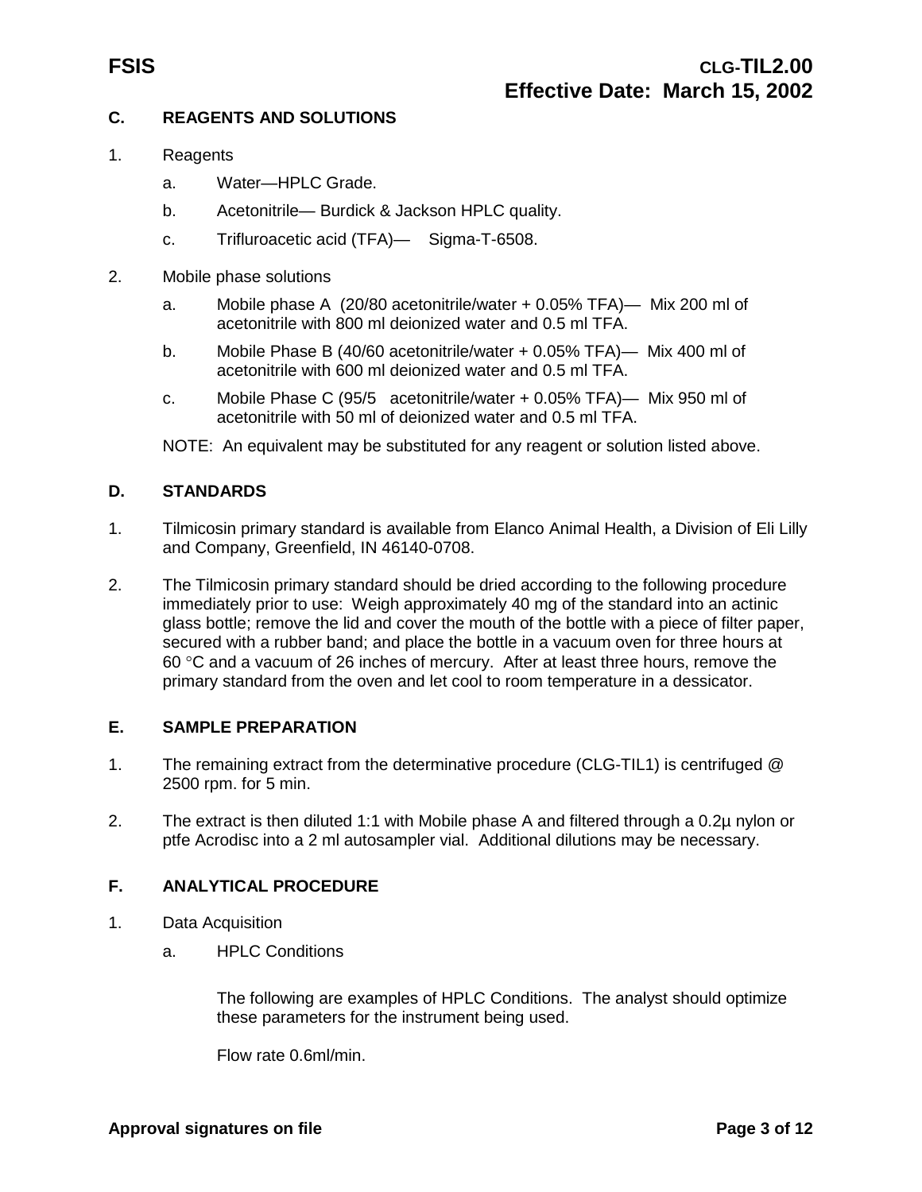## C. REAGENTS AND SOLUTIONS

1. Reagents
   a. Water—HPLC Grade.
   b. Acetonitrile— Burdick & Jackson HPLC quality.
   c. Trifluroacetic acid (TFA)— Sigma-T-6508.

2. Mobile phase solutions
   a. Mobile phase A (20/80 acetonitrile/water + 0.05% TFA)— Mix 200 ml of acetonitrile with 800 ml deionized water and 0.5 ml TFA.
   b. Mobile Phase B (40/60 acetonitrile/water + 0.05% TFA)— Mix 400 ml of acetonitrile with 600 ml deionized water and 0.5 ml TFA.
   c. Mobile Phase C (95/5 acetonitrile/water + 0.05% TFA)— Mix 950 ml of acetonitrile with 50 ml of deionized water and 0.5 ml TFA.

   NOTE: An equivalent may be substituted for any reagent or solution listed above.

## D. STANDARDS

1. Tilmicosin primary standard is available from Elanco Animal Health, a Division of Eli Lilly and Company, Greenfield, IN 46140-0708.

2. The Tilmicosin primary standard should be dried according to the following procedure immediately prior to use: Weigh approximately 40 mg of the standard into an actinic glass bottle; remove the lid and cover the mouth of the bottle with a piece of filter paper, secured with a rubber band; and place the bottle in a vacuum oven for three hours at 60 °C and a vacuum of 26 inches of mercury. After at least three hours, remove the primary standard from the oven and let cool to room temperature in a dessicator.

## E. SAMPLE PREPARATION

1. The remaining extract from the determinative procedure (CLG-TIL1) is centrifuged @ 2500 rpm. for 5 min.

2. The extract is then diluted 1:1 with Mobile phase A and filtered through a 0.2µ nylon or ptfe Acrodisc into a 2 ml autosampler vial. Additional dilutions may be necessary.

## F. ANALYTICAL PROCEDURE

1. Data Acquisition
   a. HPLC Conditions

      The following are examples of HPLC Conditions. The analyst should optimize these parameters for the instrument being used.

      Flow rate 0.6ml/min.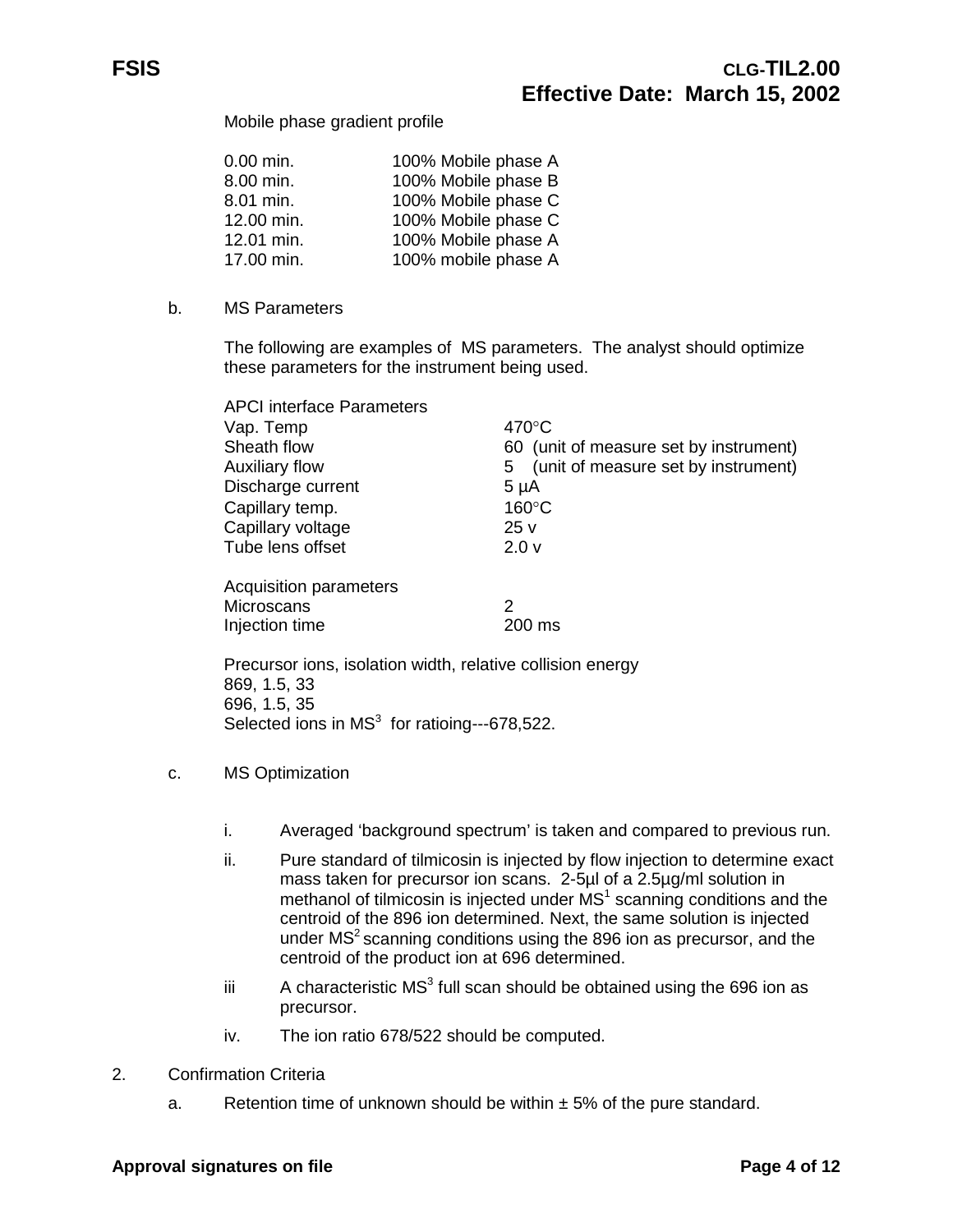Mobile phase gradient profile

| | |
|---|---|
| 0.00 min. | 100% Mobile phase A |
| 8.00 min. | 100% Mobile phase B |
| 8.01 min. | 100% Mobile phase C |
| 12.00 min. | 100% Mobile phase C |
| 12.01 min. | 100% Mobile phase A |
| 17.00 min. | 100% mobile phase A |

b. MS Parameters

The following are examples of MS parameters. The analyst should optimize these parameters for the instrument being used.

| APCI interface Parameters | |
|---|---|
| Vap. Temp | 470°C |
| Sheath flow | 60 (unit of measure set by instrument) |
| Auxiliary flow | 5 (unit of measure set by instrument) |
| Discharge current | 5 µA |
| Capillary temp. | 160°C |
| Capillary voltage | 25 v |
| Tube lens offset | 2.0 v |

| Acquisition parameters | |
|---|---|
| Microscans | 2 |
| Injection time | 200 ms |

Precursor ions, isolation width, relative collision energy
869, 1.5, 33
696, 1.5, 35
Selected ions in $MS^3$ for ratioing---678,522.

c. MS Optimization

i. Averaged 'background spectrum' is taken and compared to previous run.

ii. Pure standard of tilmicosin is injected by flow injection to determine exact mass taken for precursor ion scans. 2-5µl of a 2.5µg/ml solution in methanol of tilmicosin is injected under $MS^1$ scanning conditions and the centroid of the 896 ion determined. Next, the same solution is injected under $MS^2$ scanning conditions using the 896 ion as precursor, and the centroid of the product ion at 696 determined.

iii A characteristic $MS^3$ full scan should be obtained using the 696 ion as precursor.

iv. The ion ratio 678/522 should be computed.

2. Confirmation Criteria

a. Retention time of unknown should be within ± 5% of the pure standard.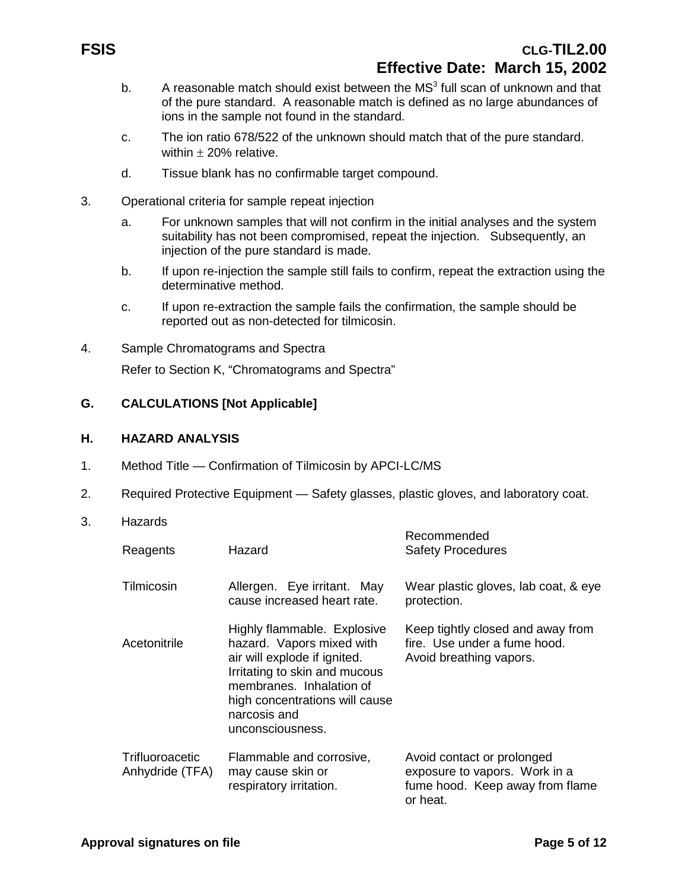b. A reasonable match should exist between the $MS^3$ full scan of unknown and that of the pure standard. A reasonable match is defined as no large abundances of ions in the sample not found in the standard.

c. The ion ratio 678/522 of the unknown should match that of the pure standard. within $\pm$ 20% relative.

d. Tissue blank has no confirmable target compound.

3. Operational criteria for sample repeat injection

   a. For unknown samples that will not confirm in the initial analyses and the system suitability has not been compromised, repeat the injection. Subsequently, an injection of the pure standard is made.

   b. If upon re-injection the sample still fails to confirm, repeat the extraction using the determinative method.

   c. If upon re-extraction the sample fails the confirmation, the sample should be reported out as non-detected for tilmicosin.

4. Sample Chromatograms and Spectra

   Refer to Section K, "Chromatograms and Spectra"

## G. CALCULATIONS [Not Applicable]

## H. HAZARD ANALYSIS

1. Method Title — Confirmation of Tilmicosin by APCI-LC/MS

2. Required Protective Equipment — Safety glasses, plastic gloves, and laboratory coat.

3. Hazards

| Reagents | Hazard | Recommended Safety Procedures |
|---|---|---|
| Tilmicosin | Allergen. Eye irritant. May cause increased heart rate. | Wear plastic gloves, lab coat, & eye protection. |
| Acetonitrile | Highly flammable. Explosive hazard. Vapors mixed with air will explode if ignited. Irritating to skin and mucous membranes. Inhalation of high concentrations will cause narcosis and unconsciousness. | Keep tightly closed and away from fire. Use under a fume hood. Avoid breathing vapors. |
| Trifluoroacetic Anhydride (TFA) | Flammable and corrosive, may cause skin or respiratory irritation. | Avoid contact or prolonged exposure to vapors. Work in a fume hood. Keep away from flame or heat. |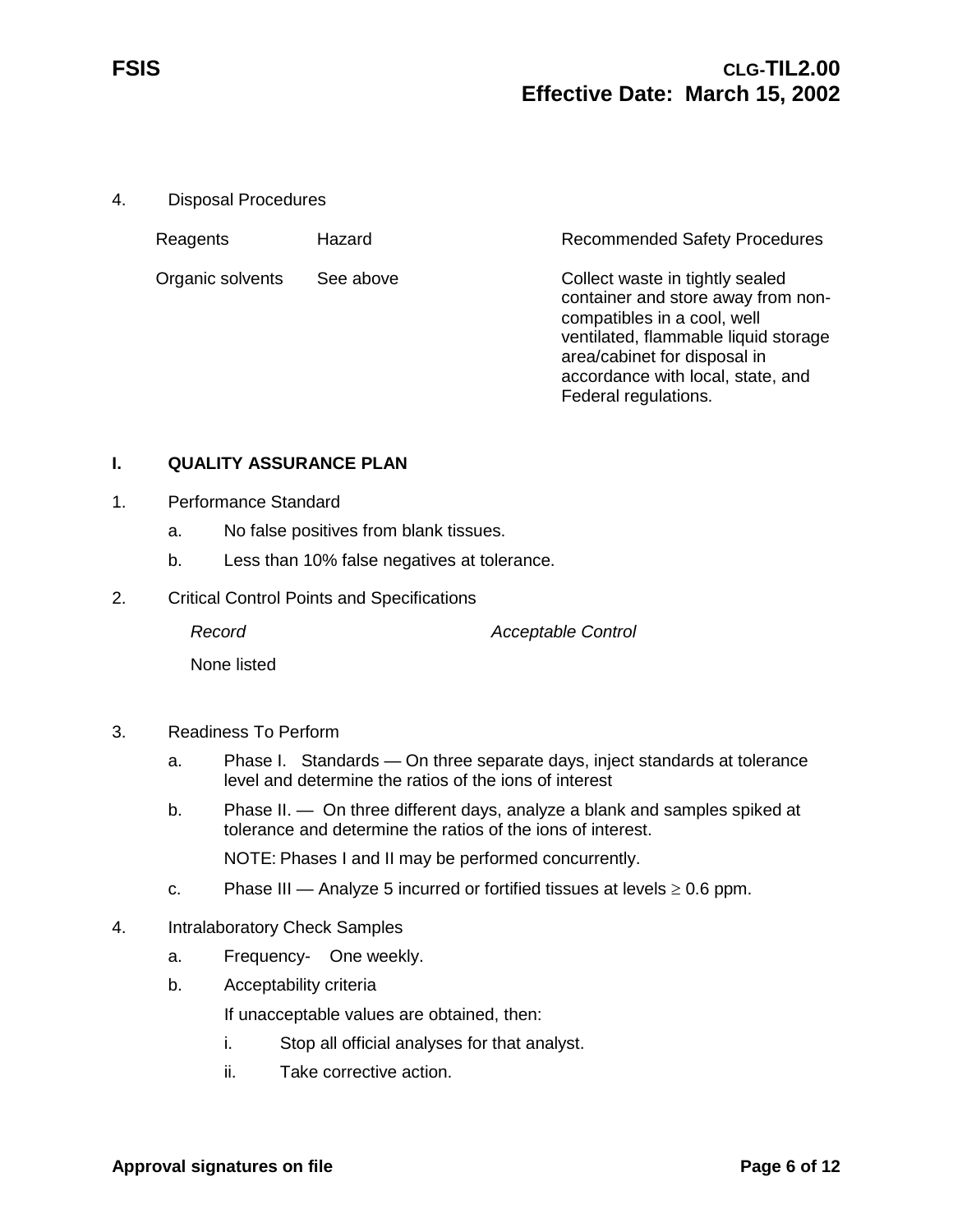4. Disposal Procedures

| Reagents | Hazard | Recommended Safety Procedures |
|---|---|---|
| Organic solvents | See above | Collect waste in tightly sealed container and store away from non-compatibles in a cool, well ventilated, flammable liquid storage area/cabinet for disposal in accordance with local, state, and Federal regulations. |

## I. QUALITY ASSURANCE PLAN

1. Performance Standard
   a. No false positives from blank tissues.
   b. Less than 10% false negatives at tolerance.

2. Critical Control Points and Specifications

   | *Record* | *Acceptable Control* |
   |---|---|
   | None listed | |

3. Readiness To Perform
   a. Phase I. Standards — On three separate days, inject standards at tolerance level and determine the ratios of the ions of interest
   b. Phase II. — On three different days, analyze a blank and samples spiked at tolerance and determine the ratios of the ions of interest.

      NOTE: Phases I and II may be performed concurrently.
   c. Phase III — Analyze 5 incurred or fortified tissues at levels $\geq$ 0.6 ppm.

4. Intralaboratory Check Samples
   a. Frequency- One weekly.
   b. Acceptability criteria

      If unacceptable values are obtained, then:
      i. Stop all official analyses for that analyst.
      ii. Take corrective action.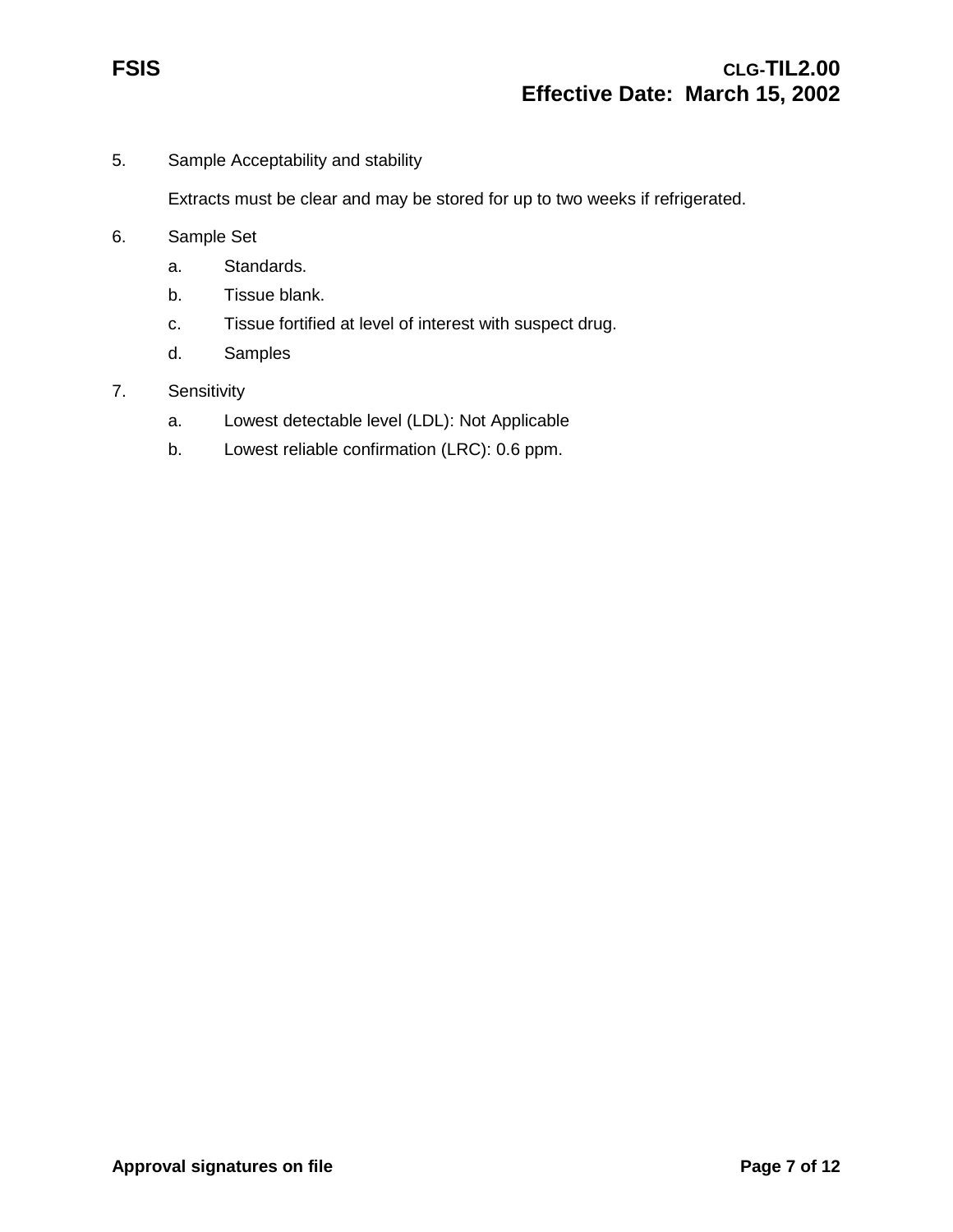5. Sample Acceptability and stability

   Extracts must be clear and may be stored for up to two weeks if refrigerated.

6. Sample Set

   a. Standards.

   b. Tissue blank.

   c. Tissue fortified at level of interest with suspect drug.

   d. Samples

7. Sensitivity

   a. Lowest detectable level (LDL): Not Applicable

   b. Lowest reliable confirmation (LRC): 0.6 ppm.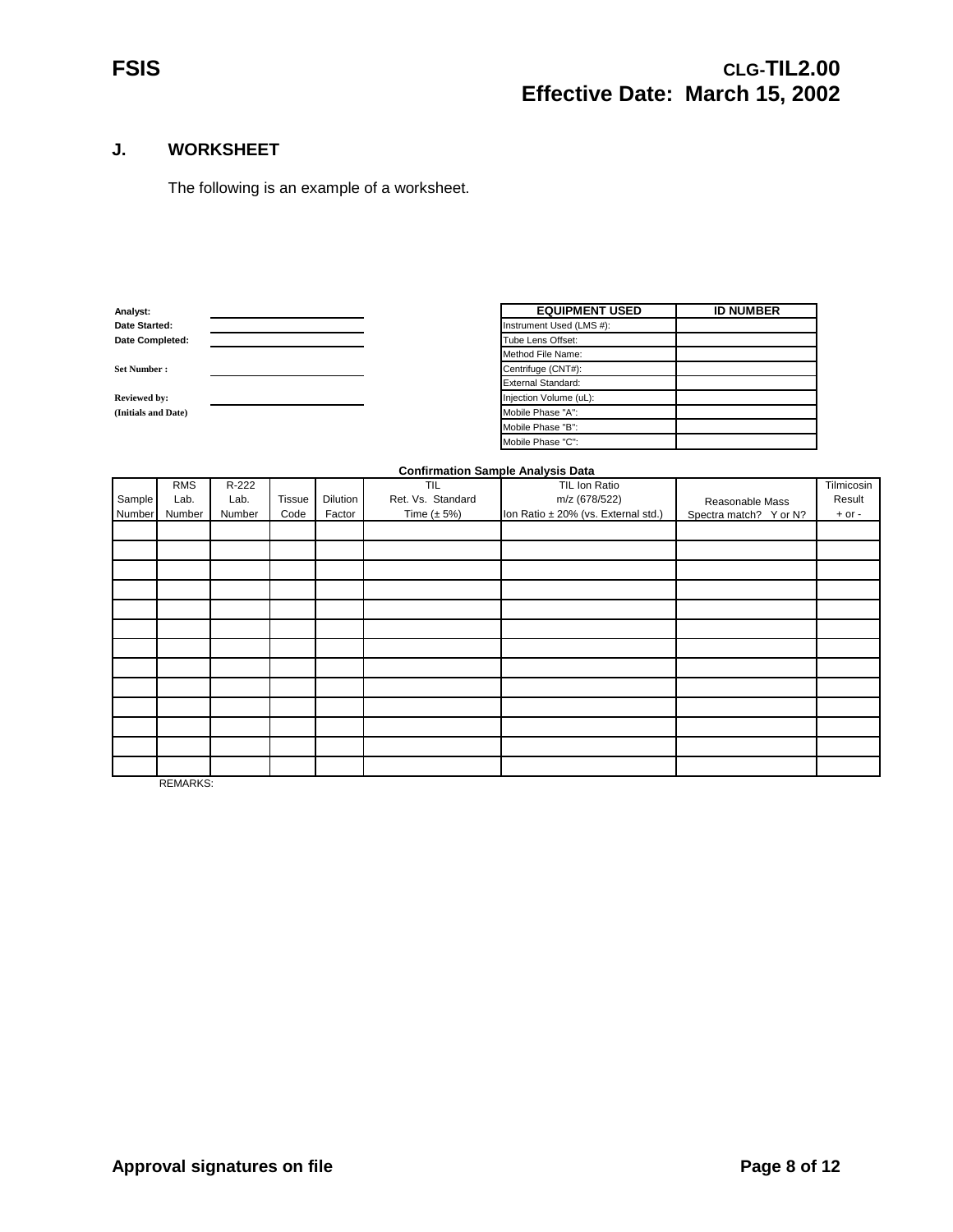## J. WORKSHEET

The following is an example of a worksheet.

**Analyst:** ______________________

**Date Started:** ______________________

**Date Completed:** ______________________

**Set Number :** ______________________

**Reviewed by:** ______________________
**(Initials and Date)**

| EQUIPMENT USED | ID NUMBER |
|---|---|
| Instrument Used (LMS #): | |
| Tube Lens Offset: | |
| Method File Name: | |
| Centrifuge (CNT#): | |
| External Standard: | |
| Injection Volume (uL): | |
| Mobile Phase "A": | |
| Mobile Phase "B": | |
| Mobile Phase "C": | |

**Confirmation Sample Analysis Data**

| Sample Number | RMS Lab. Number | R-222 Lab. Number | Tissue Code | Dilution Factor | TIL Ret. Vs. Standard Time (± 5%) | TIL Ion Ratio m/z (678/522) Ion Ratio ± 20% (vs. External std.) | Reasonable Mass Spectra match? Y or N? | Tilmicosin Result + or - |
|---|---|---|---|---|---|---|---|---|
| | | | | | | | | |
| | | | | | | | | |
| | | | | | | | | |
| | | | | | | | | |
| | | | | | | | | |
| | | | | | | | | |
| | | | | | | | | |
| | | | | | | | | |
| | | | | | | | | |
| | | | | | | | | |
| | | | | | | | | |
| | | | | | | | | |
| | | | | | | | | |

REMARKS: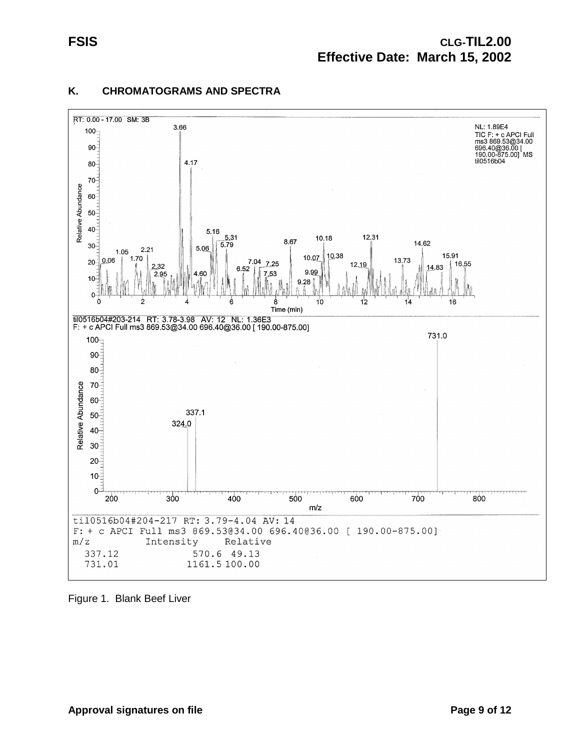## K. CHROMATOGRAMS AND SPECTRA

```
til0516b04#204-217 RT: 3.79-4.04 AV: 14
F: + c APCI Full ms3 869.53@34.00 696.40@36.00 [ 190.00-875.00]
m/z          Intensity     Relative
  337.12            570.6  49.13
  731.01           1161.5 100.00
```

Figure 1. Blank Beef Liver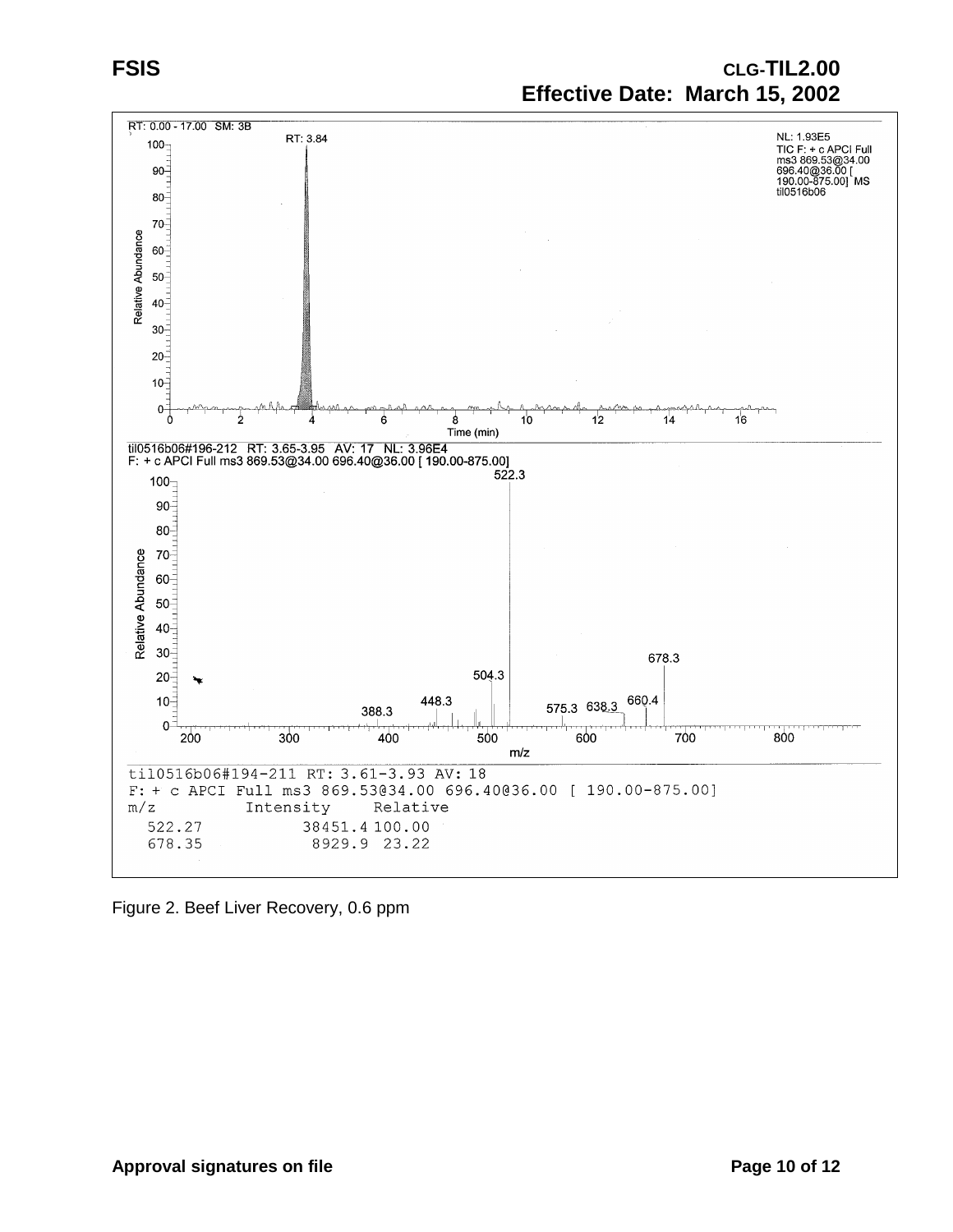RT: 0.00 - 17.00 SM: 3B

RT: 3.84

NL: 1.93E5
TIC F: + c APCI Full ms3 869.53@34.00 696.40@36.00 [ 190.00-875.00] MS til0516b06

til0516b06#196-212 RT: 3.65-3.95 AV: 17 NL: 3.96E4
F: + c APCI Full ms3 869.53@34.00 696.40@36.00 [ 190.00-875.00]

```
til0516b06#194-211 RT: 3.61-3.93 AV: 18
F: + c APCI Full ms3 869.53@34.00 696.40@36.00 [ 190.00-875.00]
m/z          Intensity    Relative
  522.27          38451.4 100.00
  678.35           8929.9  23.22
```

Figure 2. Beef Liver Recovery, 0.6 ppm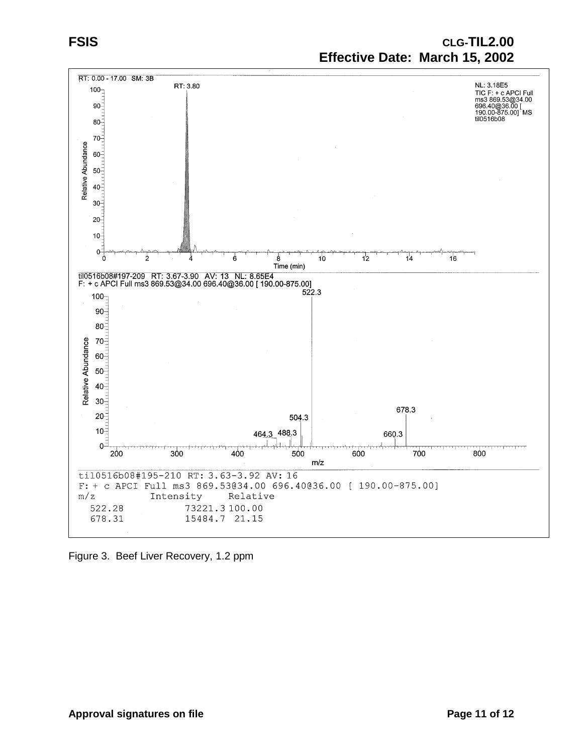RT: 0.00 - 17.00 SM: 3B

RT: 3.80

NL: 3.18E5
TIC F: + c APCI Full ms3 869.53@34.00 696.40@36.00 [ 190.00-875.00] MS til0516b08

til0516b08#197-209 RT: 3.67-3.90 AV: 13 NL: 8.65E4
F: + c APCI Full ms3 869.53@34.00 696.40@36.00 [ 190.00-875.00]

```
til0516b08#195-210 RT: 3.63-3.92 AV: 16
F: + c APCI Full ms3 869.53@34.00 696.40@36.00 [ 190.00-875.00]
m/z          Intensity     Relative
  522.28          73221.3 100.00
  678.31          15484.7  21.15
```

Figure 3. Beef Liver Recovery, 1.2 ppm

Approval signatures on file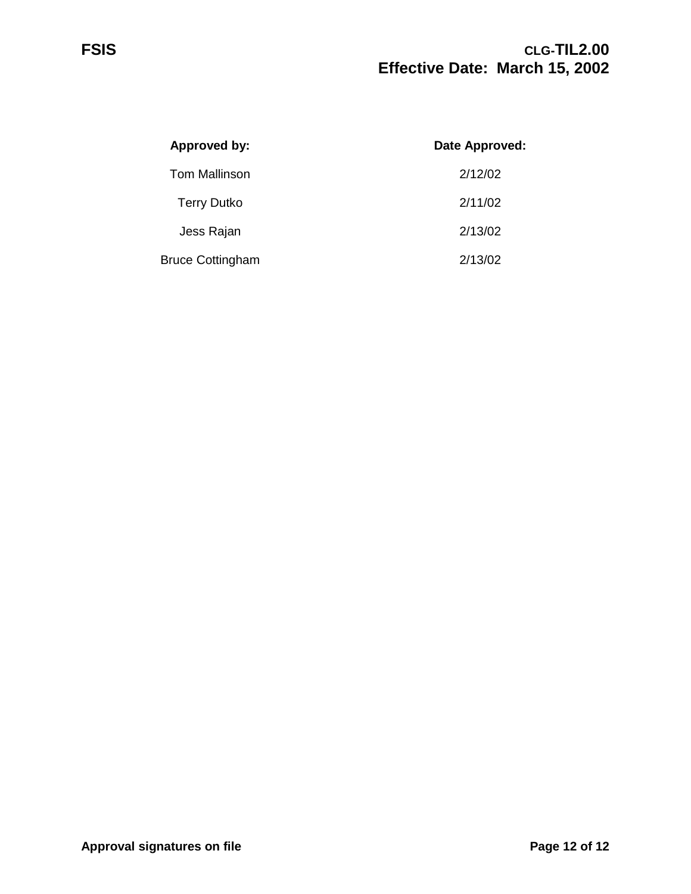| Approved by: | Date Approved: |
|---|---|
| Tom Mallinson | 2/12/02 |
| Terry Dutko | 2/11/02 |
| Jess Rajan | 2/13/02 |
| Bruce Cottingham | 2/13/02 |

**Approval signatures on file**